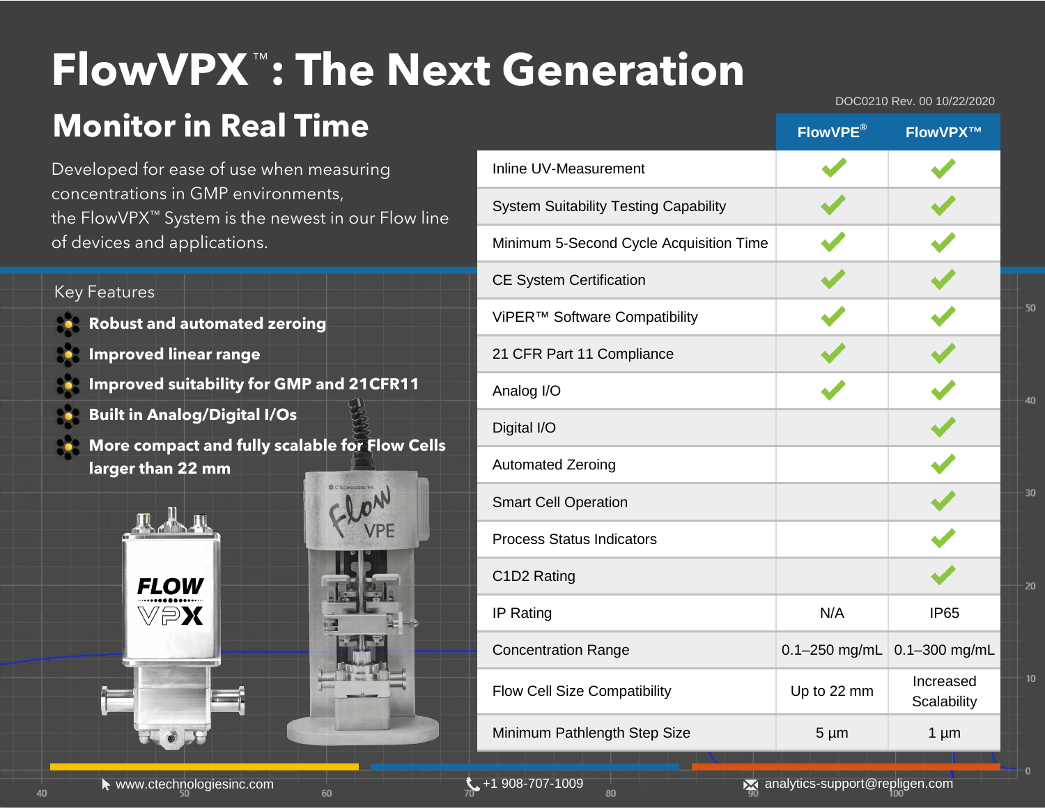# FlowVPX™: The Next Generation

## Monitor in Real Time

DOC0210 Rev. 00 10/22/2020

Developed for ease of use when measuring concentrations in GMP environments, the FlowVPX™ System is the newest in our Flow line of devices and applications.

### Key Features

- **Robust and automated zeroing**
- **Improved linear range**
- **Improved suitability for GMP and 21CFR11**
- **Built in Analog/Digital I/Os**
- **More compact and fully scalable for Flow Cells larger than 22 mm**

| | FlowVPE® | FlowVPX™ |
|---|---|---|
| Inline UV-Measurement | ✓ | ✓ |
| System Suitability Testing Capability | ✓ | ✓ |
| Minimum 5-Second Cycle Acquisition Time | ✓ | ✓ |
| CE System Certification | ✓ | ✓ |
| ViPER™ Software Compatibility | ✓ | ✓ |
| 21 CFR Part 11 Compliance | ✓ | ✓ |
| Analog I/O | ✓ | ✓ |
| Digital I/O | | ✓ |
| Automated Zeroing | | ✓ |
| Smart Cell Operation | | ✓ |
| Process Status Indicators | | ✓ |
| C1D2 Rating | | ✓ |
| IP Rating | N/A | IP65 |
| Concentration Range | 0.1–250 mg/mL | 0.1–300 mg/mL |
| Flow Cell Size Compatibility | Up to 22 mm | Increased Scalability |
| Minimum Pathlength Step Size | 5 µm | 1 µm |

www.ctechnologiesinc.com | +1 908-707-1009 | analytics-support@repligen.com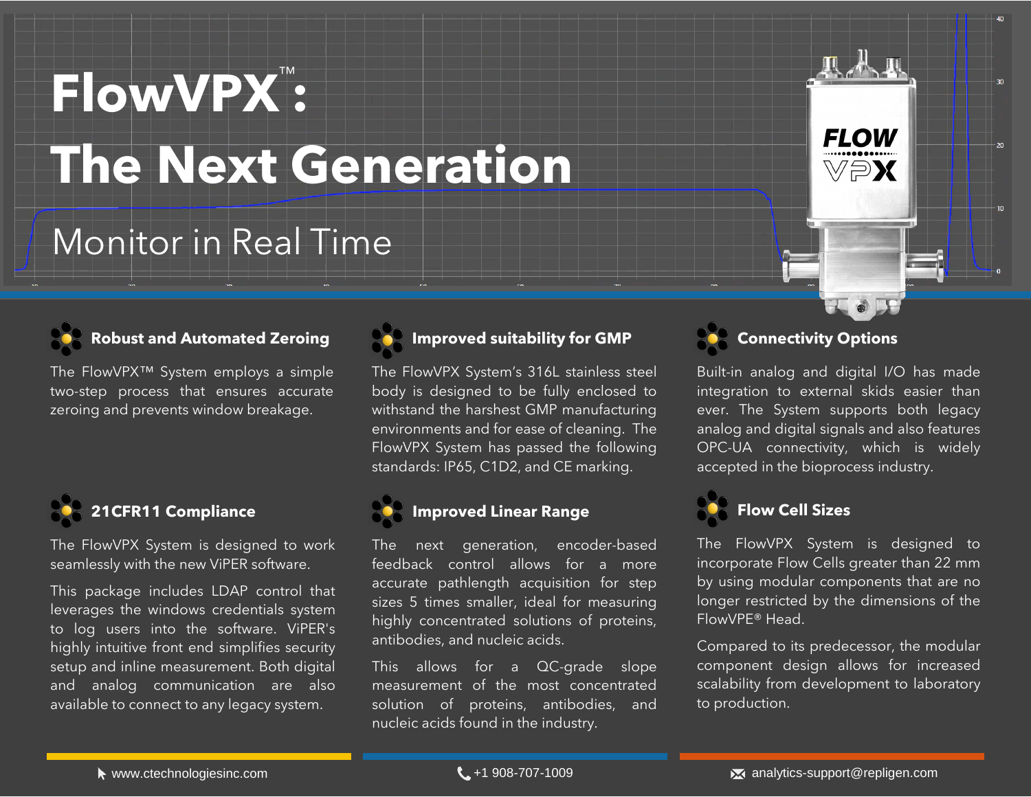# FlowVPX™: The Next Generation

## Monitor in Real Time

### Robust and Automated Zeroing

The FlowVPX™ System employs a simple two-step process that ensures accurate zeroing and prevents window breakage.

### 21CFR11 Compliance

The FlowVPX System is designed to work seamlessly with the new ViPER software.

This package includes LDAP control that leverages the windows credentials system to log users into the software. ViPER's highly intuitive front end simplifies security setup and inline measurement. Both digital and analog communication are also available to connect to any legacy system.

### Improved suitability for GMP

The FlowVPX System's 316L stainless steel body is designed to be fully enclosed to withstand the harshest GMP manufacturing environments and for ease of cleaning. The FlowVPX System has passed the following standards: IP65, C1D2, and CE marking.

### Improved Linear Range

The next generation, encoder-based feedback control allows for a more accurate pathlength acquisition for step sizes 5 times smaller, ideal for measuring highly concentrated solutions of proteins, antibodies, and nucleic acids.

This allows for a QC-grade slope measurement of the most concentrated solution of proteins, antibodies, and nucleic acids found in the industry.

### Connectivity Options

Built-in analog and digital I/O has made integration to external skids easier than ever. The System supports both legacy analog and digital signals and also features OPC-UA connectivity, which is widely accepted in the bioprocess industry.

### Flow Cell Sizes

The FlowVPX System is designed to incorporate Flow Cells greater than 22 mm by using modular components that are no longer restricted by the dimensions of the FlowVPE® Head.

Compared to its predecessor, the modular component design allows for increased scalability from development to laboratory to production.

www.ctechnologiesinc.com

+1 908-707-1009

analytics-support@repligen.com